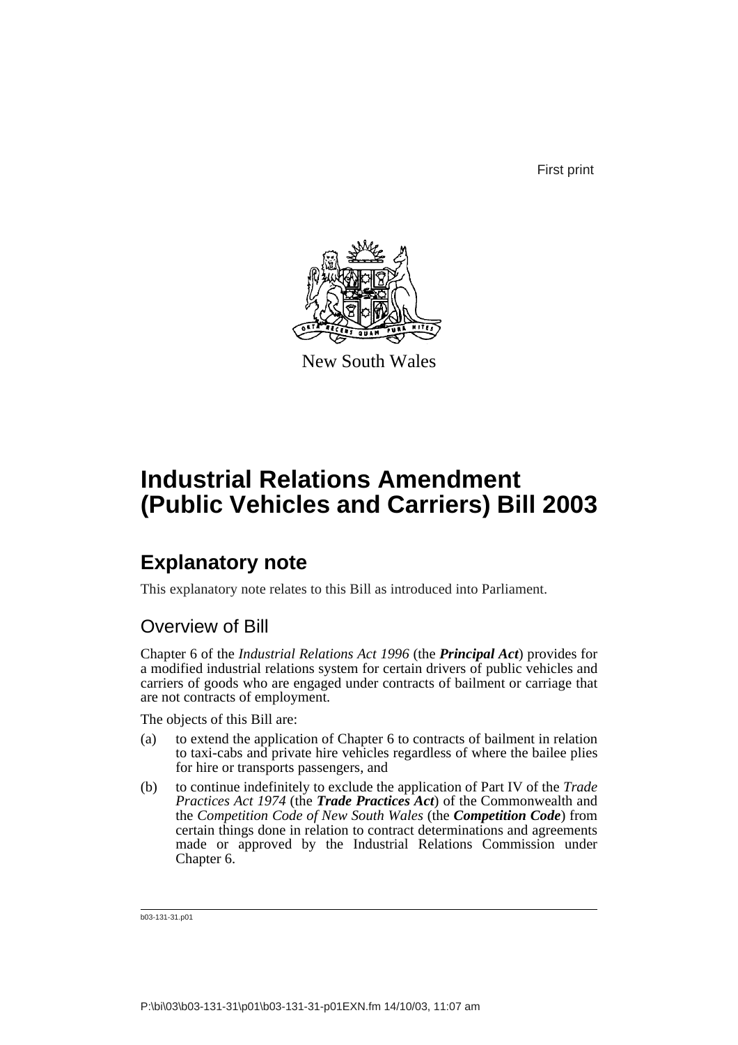First print

New South Wales

# Industrial Relations Amendment (Public Vehicles and Carriers) Bill 2003

## Explanatory note

This explanatory note relates to this Bill as introduced into Parliament.

### Overview of Bill

Chapter 6 of the *Industrial Relations Act 1996* (the ***Principal Act***) provides for a modified industrial relations system for certain drivers of public vehicles and carriers of goods who are engaged under contracts of bailment or carriage that are not contracts of employment.

The objects of this Bill are:

(a) to extend the application of Chapter 6 to contracts of bailment in relation to taxi-cabs and private hire vehicles regardless of where the bailee plies for hire or transports passengers, and

(b) to continue indefinitely to exclude the application of Part IV of the *Trade Practices Act 1974* (the ***Trade Practices Act***) of the Commonwealth and the *Competition Code of New South Wales* (the ***Competition Code***) from certain things done in relation to contract determinations and agreements made or approved by the Industrial Relations Commission under Chapter 6.

b03-131-31.p01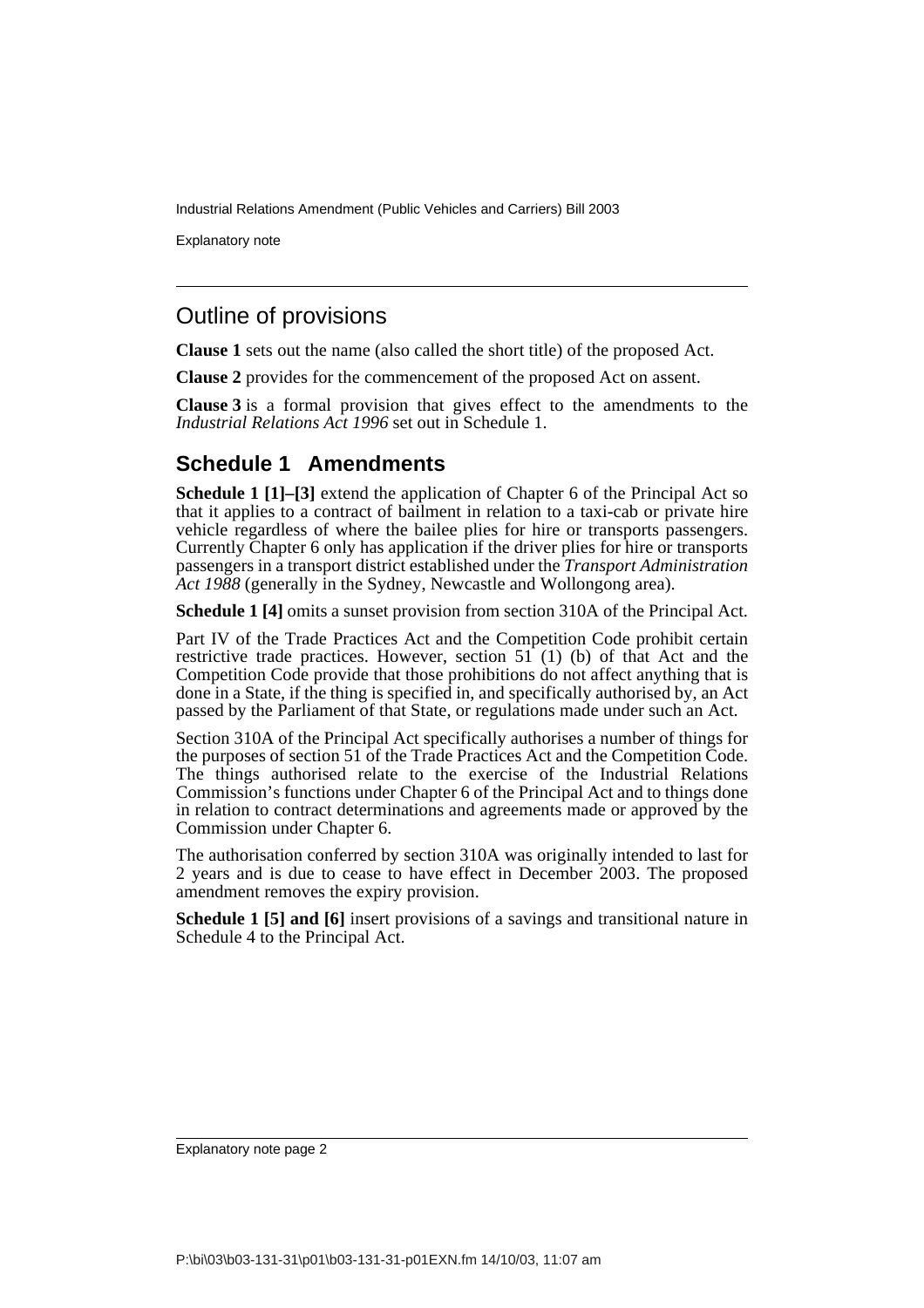## Outline of provisions

**Clause 1** sets out the name (also called the short title) of the proposed Act.

**Clause 2** provides for the commencement of the proposed Act on assent.

**Clause 3** is a formal provision that gives effect to the amendments to the *Industrial Relations Act 1996* set out in Schedule 1.

## Schedule 1 Amendments

**Schedule 1 [1]–[3]** extend the application of Chapter 6 of the Principal Act so that it applies to a contract of bailment in relation to a taxi-cab or private hire vehicle regardless of where the bailee plies for hire or transports passengers. Currently Chapter 6 only has application if the driver plies for hire or transports passengers in a transport district established under the *Transport Administration Act 1988* (generally in the Sydney, Newcastle and Wollongong area).

**Schedule 1 [4]** omits a sunset provision from section 310A of the Principal Act.

Part IV of the Trade Practices Act and the Competition Code prohibit certain restrictive trade practices. However, section 51 (1) (b) of that Act and the Competition Code provide that those prohibitions do not affect anything that is done in a State, if the thing is specified in, and specifically authorised by, an Act passed by the Parliament of that State, or regulations made under such an Act.

Section 310A of the Principal Act specifically authorises a number of things for the purposes of section 51 of the Trade Practices Act and the Competition Code. The things authorised relate to the exercise of the Industrial Relations Commission's functions under Chapter 6 of the Principal Act and to things done in relation to contract determinations and agreements made or approved by the Commission under Chapter 6.

The authorisation conferred by section 310A was originally intended to last for 2 years and is due to cease to have effect in December 2003. The proposed amendment removes the expiry provision.

**Schedule 1 [5] and [6]** insert provisions of a savings and transitional nature in Schedule 4 to the Principal Act.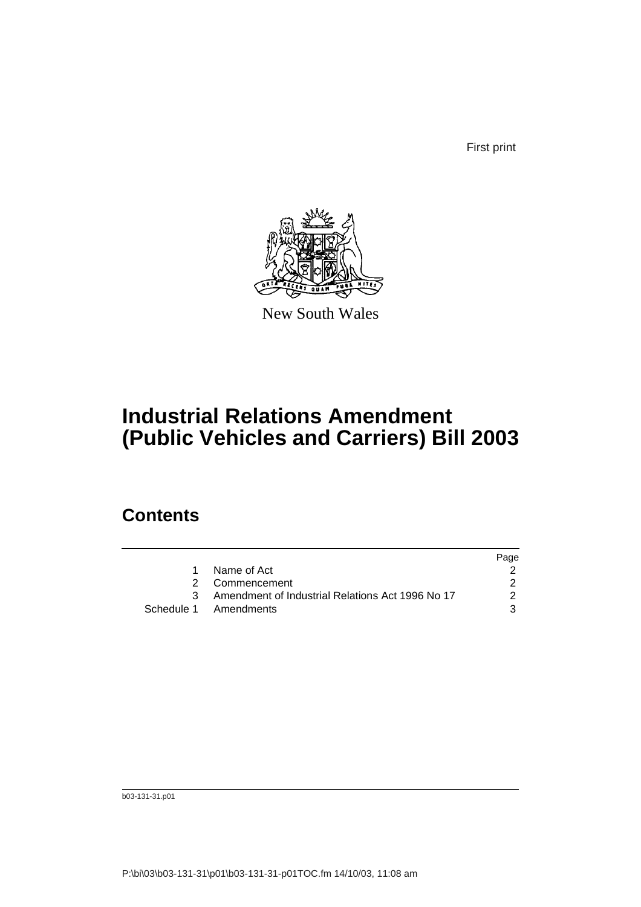First print

New South Wales

# Industrial Relations Amendment (Public Vehicles and Carriers) Bill 2003

## Contents

| | | Page |
|---|---|---|
| 1 | Name of Act | 2 |
| 2 | Commencement | 2 |
| 3 | Amendment of Industrial Relations Act 1996 No 17 | 2 |
| Schedule 1 | Amendments | 3 |

b03-131-31.p01

P:\bi\03\b03-131-31\p01\b03-131-31-p01TOC.fm 14/10/03, 11:08 am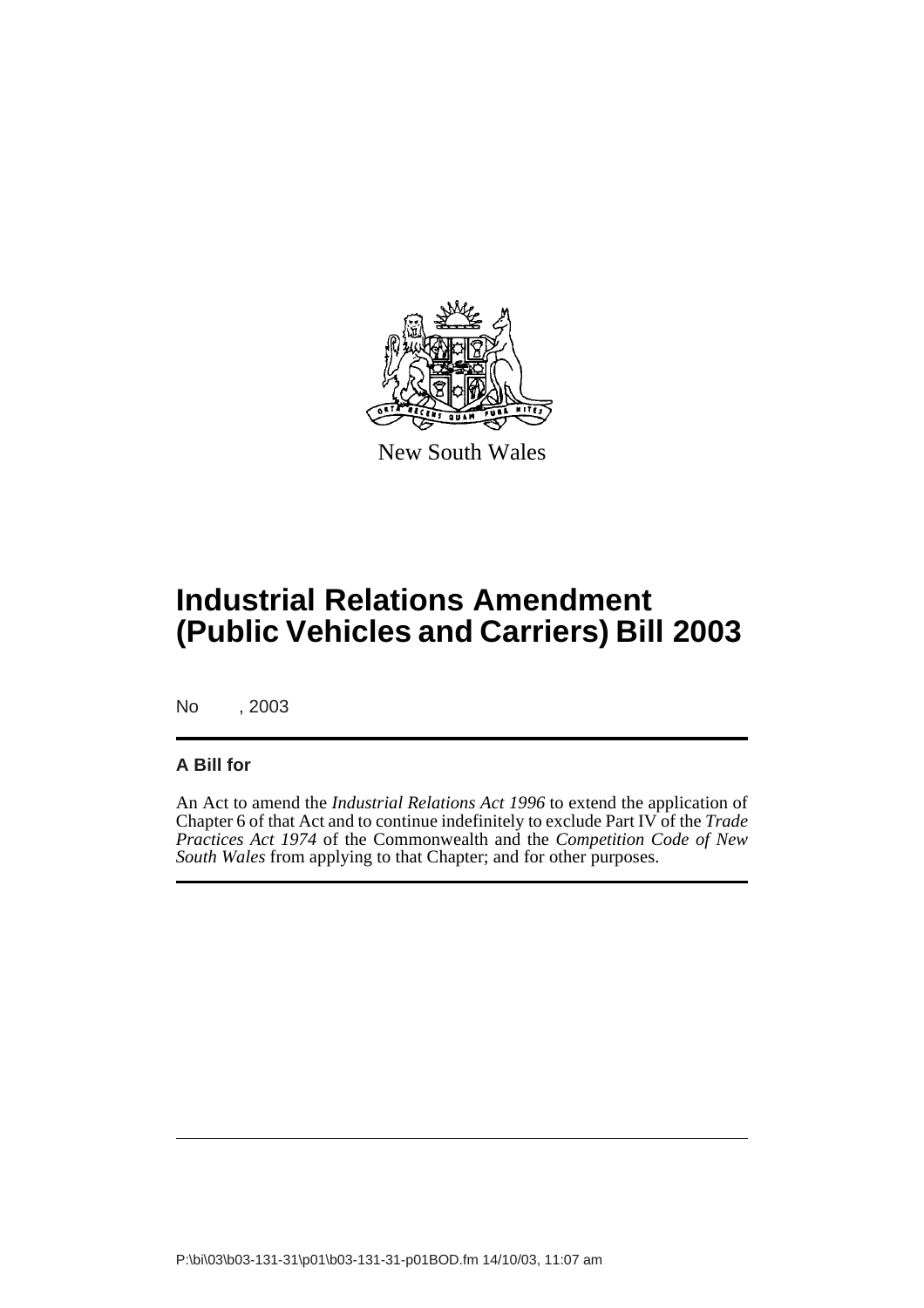New South Wales

# Industrial Relations Amendment (Public Vehicles and Carriers) Bill 2003

No , 2003

**A Bill for**

An Act to amend the *Industrial Relations Act 1996* to extend the application of Chapter 6 of that Act and to continue indefinitely to exclude Part IV of the *Trade Practices Act 1974* of the Commonwealth and the *Competition Code of New South Wales* from applying to that Chapter; and for other purposes.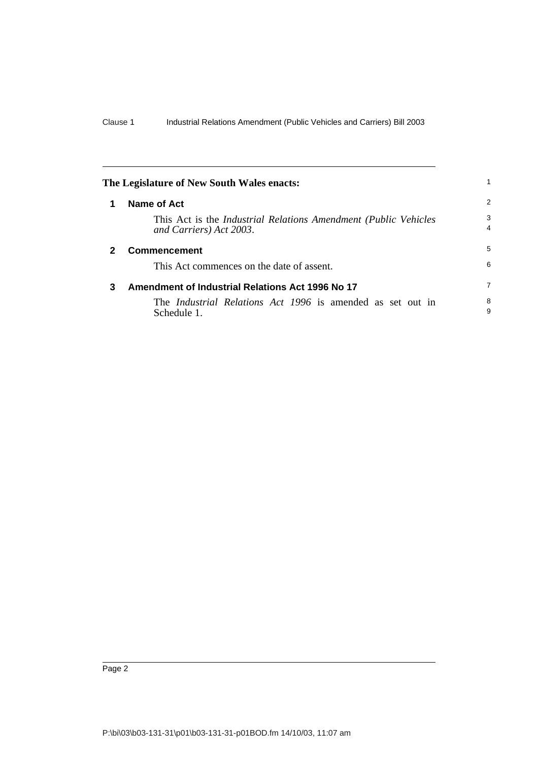**The Legislature of New South Wales enacts:**

## 1 Name of Act

This Act is the *Industrial Relations Amendment (Public Vehicles and Carriers) Act 2003*.

## 2 Commencement

This Act commences on the date of assent.

## 3 Amendment of Industrial Relations Act 1996 No 17

The *Industrial Relations Act 1996* is amended as set out in Schedule 1.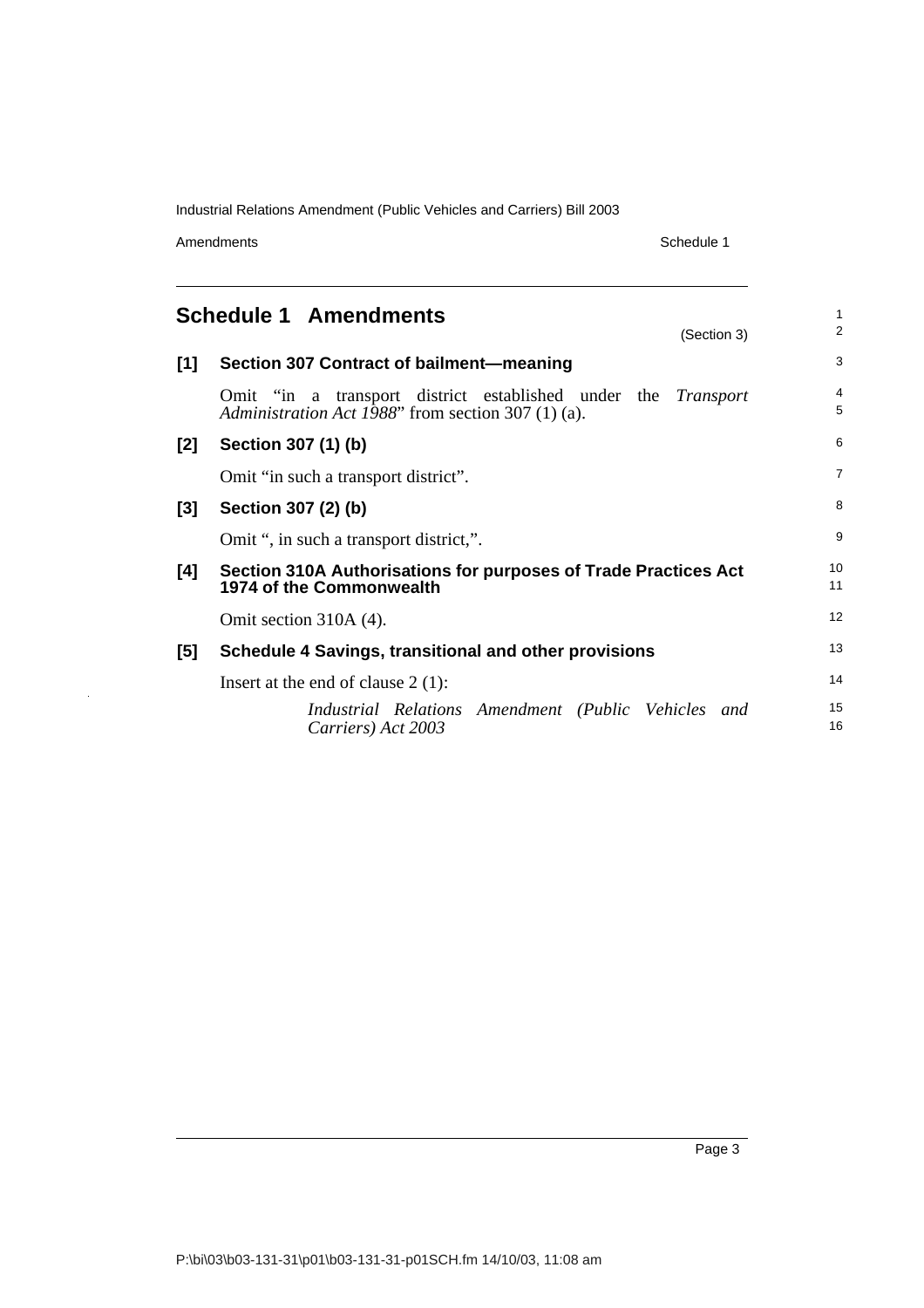# Schedule 1 Amendments

(Section 3)

**[1] Section 307 Contract of bailment—meaning**

Omit "in a transport district established under the *Transport Administration Act 1988*" from section 307 (1) (a).

**[2] Section 307 (1) (b)**

Omit "in such a transport district".

**[3] Section 307 (2) (b)**

Omit ", in such a transport district,".

**[4] Section 310A Authorisations for purposes of Trade Practices Act 1974 of the Commonwealth**

Omit section 310A (4).

**[5] Schedule 4 Savings, transitional and other provisions**

Insert at the end of clause 2 (1):

> *Industrial Relations Amendment (Public Vehicles and Carriers) Act 2003*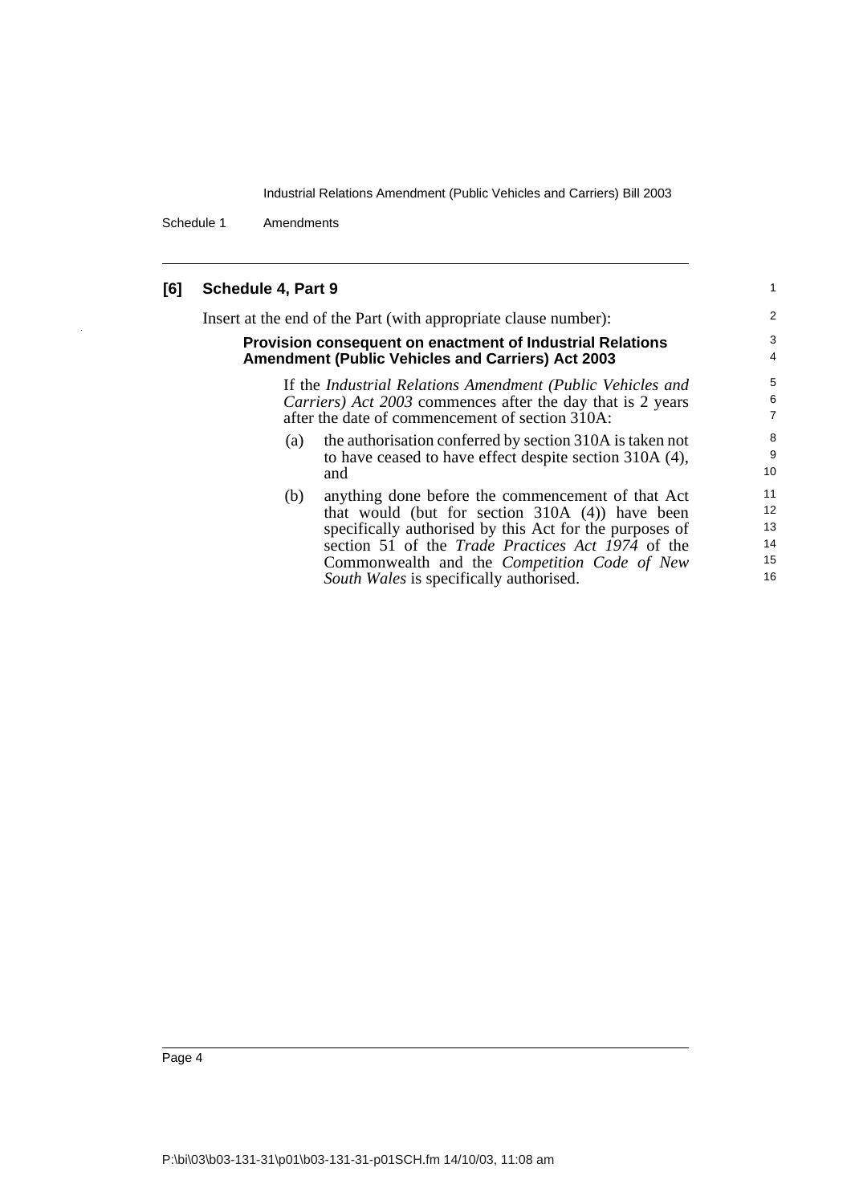## [6] Schedule 4, Part 9

Insert at the end of the Part (with appropriate clause number):

### Provision consequent on enactment of Industrial Relations Amendment (Public Vehicles and Carriers) Act 2003

If the *Industrial Relations Amendment (Public Vehicles and Carriers) Act 2003* commences after the day that is 2 years after the date of commencement of section 310A:

(a) the authorisation conferred by section 310A is taken not to have ceased to have effect despite section 310A (4), and

(b) anything done before the commencement of that Act that would (but for section 310A (4)) have been specifically authorised by this Act for the purposes of section 51 of the *Trade Practices Act 1974* of the Commonwealth and the *Competition Code of New South Wales* is specifically authorised.